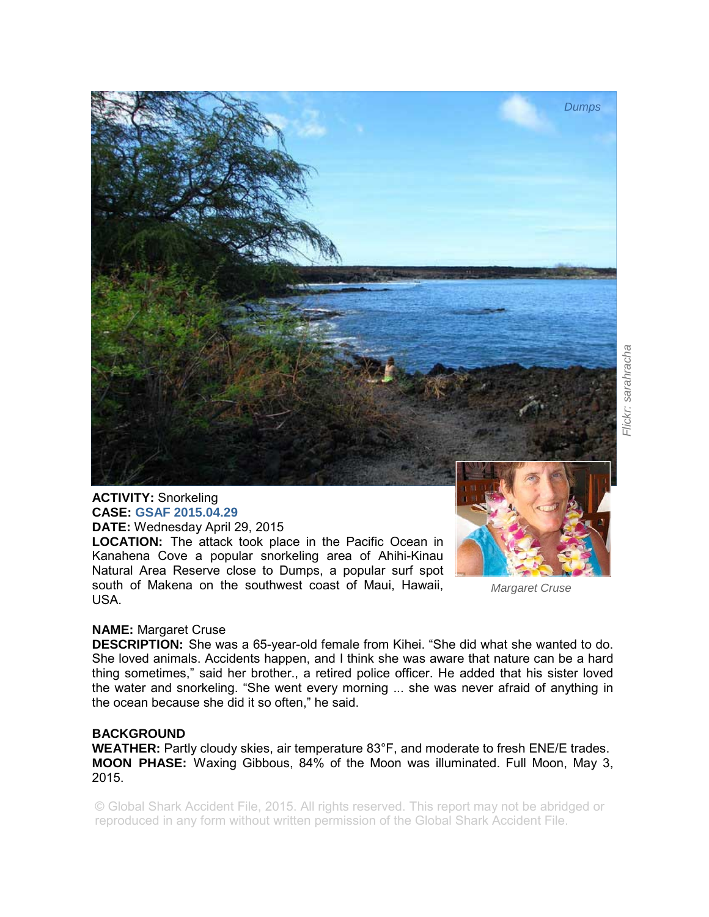*Dumps*

*Flickr: sarahracha*

**ACTIVITY:** Snorkeling
**CASE:** **GSAF 2015.04.29**
**DATE:** Wednesday April 29, 2015
**LOCATION:** The attack took place in the Pacific Ocean in Kanahena Cove a popular snorkeling area of Ahihi-Kinau Natural Area Reserve close to Dumps, a popular surf spot south of Makena on the southwest coast of Maui, Hawaii, USA.

*Margaret Cruse*

**NAME:** Margaret Cruse
**DESCRIPTION:** She was a 65-year-old female from Kihei. "She did what she wanted to do. She loved animals. Accidents happen, and I think she was aware that nature can be a hard thing sometimes," said her brother., a retired police officer. He added that his sister loved the water and snorkeling. "She went every morning ... she was never afraid of anything in the ocean because she did it so often," he said.

**BACKGROUND**
**WEATHER:** Partly cloudy skies, air temperature 83°F, and moderate to fresh ENE/E trades.
**MOON PHASE:** Waxing Gibbous, 84% of the Moon was illuminated. Full Moon, May 3, 2015.

© Global Shark Accident File, 2015. All rights reserved. This report may not be abridged or reproduced in any form without written permission of the Global Shark Accident File.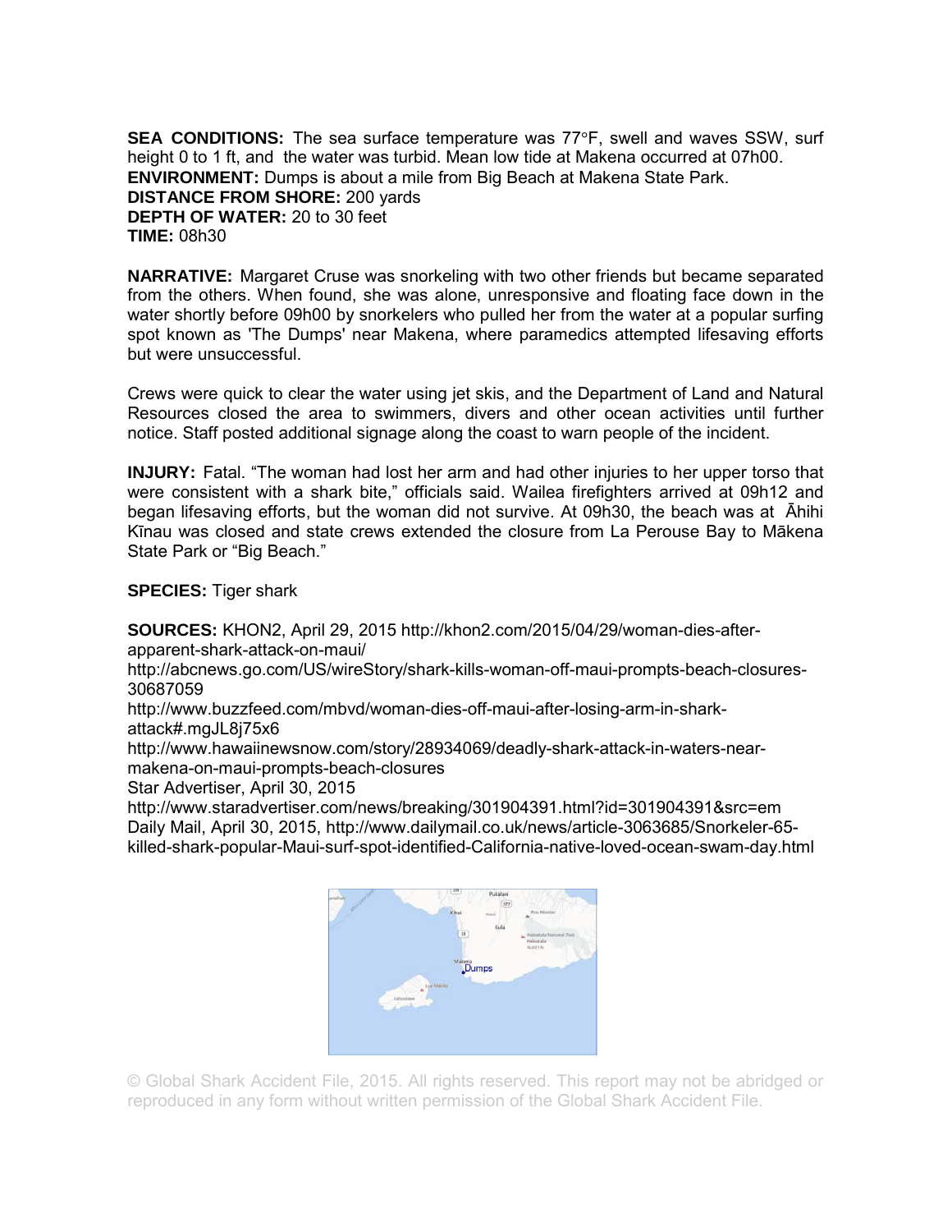**SEA CONDITIONS:** The sea surface temperature was 77°F, swell and waves SSW, surf height 0 to 1 ft, and the water was turbid. Mean low tide at Makena occurred at 07h00.
**ENVIRONMENT:** Dumps is about a mile from Big Beach at Makena State Park.
**DISTANCE FROM SHORE:** 200 yards
**DEPTH OF WATER:** 20 to 30 feet
**TIME:** 08h30

**NARRATIVE:** Margaret Cruse was snorkeling with two other friends but became separated from the others. When found, she was alone, unresponsive and floating face down in the water shortly before 09h00 by snorkelers who pulled her from the water at a popular surfing spot known as 'The Dumps' near Makena, where paramedics attempted lifesaving efforts but were unsuccessful.

Crews were quick to clear the water using jet skis, and the Department of Land and Natural Resources closed the area to swimmers, divers and other ocean activities until further notice. Staff posted additional signage along the coast to warn people of the incident.

**INJURY:** Fatal. "The woman had lost her arm and had other injuries to her upper torso that were consistent with a shark bite," officials said. Wailea firefighters arrived at 09h12 and began lifesaving efforts, but the woman did not survive. At 09h30, the beach was at Āhihi Kīnau was closed and state crews extended the closure from La Perouse Bay to Mākena State Park or "Big Beach."

**SPECIES:** Tiger shark

**SOURCES:** KHON2, April 29, 2015 http://khon2.com/2015/04/29/woman-dies-after-apparent-shark-attack-on-maui/
http://abcnews.go.com/US/wireStory/shark-kills-woman-off-maui-prompts-beach-closures-30687059
http://www.buzzfeed.com/mbvd/woman-dies-off-maui-after-losing-arm-in-shark-attack#.mgJL8j75x6
http://www.hawaiinewsnow.com/story/28934069/deadly-shark-attack-in-waters-near-makena-on-maui-prompts-beach-closures
Star Advertiser, April 30, 2015
http://www.staradvertiser.com/news/breaking/301904391.html?id=301904391&src=em
Daily Mail, April 30, 2015, http://www.dailymail.co.uk/news/article-3063685/Snorkeler-65-killed-shark-popular-Maui-surf-spot-identified-California-native-loved-ocean-swam-day.html

Makena
Dumps

© Global Shark Accident File, 2015. All rights reserved. This report may not be abridged or reproduced in any form without written permission of the Global Shark Accident File.